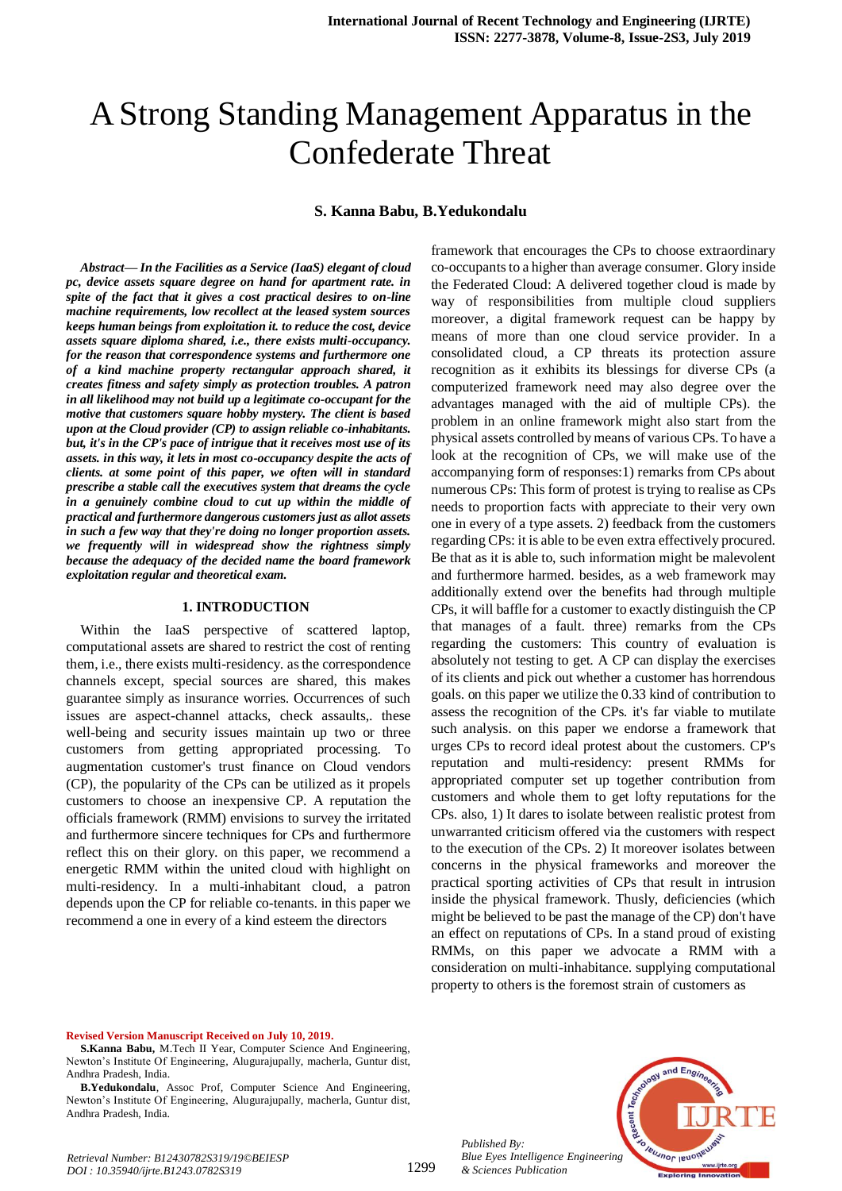# A Strong Standing Management Apparatus in the Confederate Threat

**S. Kanna Babu, B.Yedukondalu**

***Abstract— In the Facilities as a Service (IaaS) elegant of cloud pc, device assets square degree on hand for apartment rate. in spite of the fact that it gives a cost practical desires to on-line machine requirements, low recollect at the leased system sources keeps human beings from exploitation it. to reduce the cost, device assets square diploma shared, i.e., there exists multi-occupancy. for the reason that correspondence systems and furthermore one of a kind machine property rectangular approach shared, it creates fitness and safety simply as protection troubles. A patron in all likelihood may not build up a legitimate co-occupant for the motive that customers square hobby mystery. The client is based upon at the Cloud provider (CP) to assign reliable co-inhabitants. but, it's in the CP's pace of intrigue that it receives most use of its assets. in this way, it lets in most co-occupancy despite the acts of clients. at some point of this paper, we often will in standard prescribe a stable call the executives system that dreams the cycle in a genuinely combine cloud to cut up within the middle of practical and furthermore dangerous customers just as allot assets in such a few way that they're doing no longer proportion assets. we frequently will in widespread show the rightness simply because the adequacy of the decided name the board framework exploitation regular and theoretical exam.***

## 1. INTRODUCTION

Within the IaaS perspective of scattered laptop, computational assets are shared to restrict the cost of renting them, i.e., there exists multi-residency. as the correspondence channels except, special sources are shared, this makes guarantee simply as insurance worries. Occurrences of such issues are aspect-channel attacks, check assaults,. these well-being and security issues maintain up two or three customers from getting appropriated processing. To augmentation customer's trust finance on Cloud vendors (CP), the popularity of the CPs can be utilized as it propels customers to choose an inexpensive CP. A reputation the officials framework (RMM) envisions to survey the irritated and furthermore sincere techniques for CPs and furthermore reflect this on their glory. on this paper, we recommend a energetic RMM within the united cloud with highlight on multi-residency. In a multi-inhabitant cloud, a patron depends upon the CP for reliable co-tenants. in this paper we recommend a one in every of a kind esteem the directors framework that encourages the CPs to choose extraordinary co-occupants to a higher than average consumer. Glory inside the Federated Cloud: A delivered together cloud is made by way of responsibilities from multiple cloud suppliers moreover, a digital framework request can be happy by means of more than one cloud service provider. In a consolidated cloud, a CP threats its protection assure recognition as it exhibits its blessings for diverse CPs (a computerized framework need may also degree over the advantages managed with the aid of multiple CPs). the problem in an online framework might also start from the physical assets controlled by means of various CPs. To have a look at the recognition of CPs, we will make use of the accompanying form of responses:1) remarks from CPs about numerous CPs: This form of protest is trying to realise as CPs needs to proportion facts with appreciate to their very own one in every of a type assets. 2) feedback from the customers regarding CPs: it is able to be even extra effectively procured. Be that as it is able to, such information might be malevolent and furthermore harmed. besides, as a web framework may additionally extend over the benefits had through multiple CPs, it will baffle for a customer to exactly distinguish the CP that manages of a fault. three) remarks from the CPs regarding the customers: This country of evaluation is absolutely not testing to get. A CP can display the exercises of its clients and pick out whether a customer has horrendous goals. on this paper we utilize the 0.33 kind of contribution to assess the recognition of the CPs. it's far viable to mutilate such analysis. on this paper we endorse a framework that urges CPs to record ideal protest about the customers. CP's reputation and multi-residency: present RMMs for appropriated computer set up together contribution from customers and whole them to get lofty reputations for the CPs. also, 1) It dares to isolate between realistic protest from unwarranted criticism offered via the customers with respect to the execution of the CPs. 2) It moreover isolates between concerns in the physical frameworks and moreover the practical sporting activities of CPs that result in intrusion inside the physical framework. Thusly, deficiencies (which might be believed to be past the manage of the CP) don't have an effect on reputations of CPs. In a stand proud of existing RMMs, on this paper we advocate a RMM with a consideration on multi-inhabitance. supplying computational property to others is the foremost strain of customers as

**Revised Version Manuscript Received on July 10, 2019.**

**S.Kanna Babu,** M.Tech II Year, Computer Science And Engineering, Newton's Institute Of Engineering, Alugurajupally, macherla, Guntur dist, Andhra Pradesh, India.

**B.Yedukondalu**, Assoc Prof, Computer Science And Engineering, Newton's Institute Of Engineering, Alugurajupally, macherla, Guntur dist, Andhra Pradesh, India.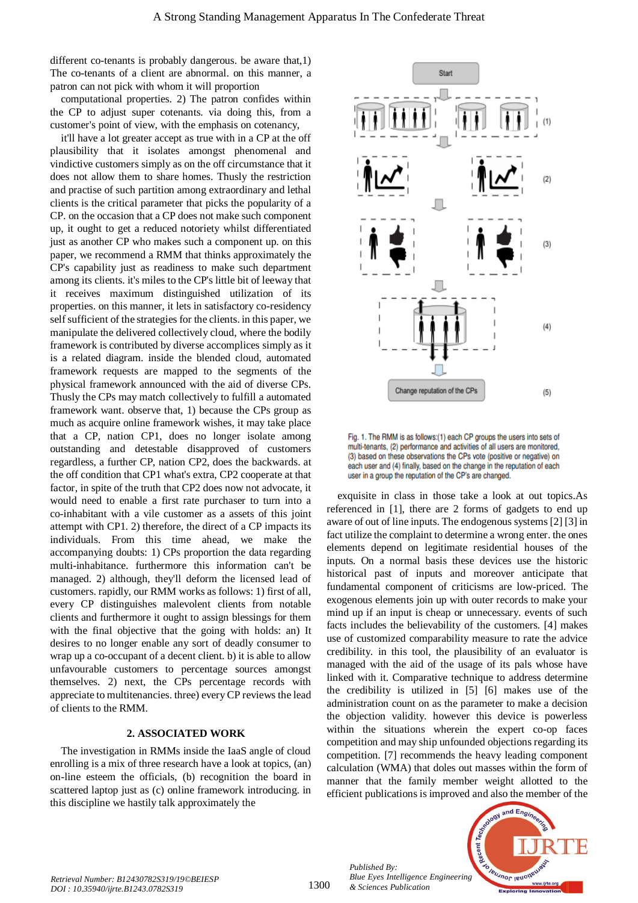different co-tenants is probably dangerous. be aware that,1) The co-tenants of a client are abnormal. on this manner, a patron can not pick with whom it will proportion computational properties. 2) The patron confides within the CP to adjust super cotenants. via doing this, from a customer's point of view, with the emphasis on cotenancy, it'll have a lot greater accept as true with in a CP at the off plausibility that it isolates amongst phenomenal and vindictive customers simply as on the off circumstance that it does not allow them to share homes. Thusly the restriction and practise of such partition among extraordinary and lethal clients is the critical parameter that picks the popularity of a CP. on the occasion that a CP does not make such component up, it ought to get a reduced notoriety whilst differentiated just as another CP who makes such a component up. on this paper, we recommend a RMM that thinks approximately the CP's capability just as readiness to make such department among its clients. it's miles to the CP's little bit of leeway that it receives maximum distinguished utilization of its properties. on this manner, it lets in satisfactory co-residency self sufficient of the strategies for the clients. in this paper, we manipulate the delivered collectively cloud, where the bodily framework is contributed by diverse accomplices simply as it is a related diagram. inside the blended cloud, automated framework requests are mapped to the segments of the physical framework announced with the aid of diverse CPs. Thusly the CPs may match collectively to fulfill a automated framework want. observe that, 1) because the CPs group as much as acquire online framework wishes, it may take place that a CP, nation CP1, does no longer isolate among outstanding and detestable disapproved of customers regardless, a further CP, nation CP2, does the backwards. at the off condition that CP1 what's extra, CP2 cooperate at that factor, in spite of the truth that CP2 does now not advocate, it would need to enable a first rate purchaser to turn into a co-inhabitant with a vile customer as a assets of this joint attempt with CP1. 2) therefore, the direct of a CP impacts its individuals. From this time ahead, we make the accompanying doubts: 1) CPs proportion the data regarding multi-inhabitance. furthermore this information can't be managed. 2) although, they'll deform the licensed lead of customers. rapidly, our RMM works as follows: 1) first of all, every CP distinguishes malevolent clients from notable clients and furthermore it ought to assign blessings for them with the final objective that the going with holds: an) It desires to no longer enable any sort of deadly consumer to wrap up a co-occupant of a decent client. b) it is able to allow unfavourable customers to percentage sources amongst themselves. 2) next, the CPs percentage records with appreciate to multitenancies. three) every CP reviews the lead of clients to the RMM.

## 2. ASSOCIATED WORK

The investigation in RMMs inside the IaaS angle of cloud enrolling is a mix of three research have a look at topics, (a) on-line esteem the officials, (b) recognition the board in scattered laptop just as (c) online framework introducing. in this discipline we hastily talk approximately the

Fig. 1. The RMM is as follows:(1) each CP groups the users into sets of multi-tenants, (2) performance and activities of all users are monitored, (3) based on these observations the CPs vote (positive or negative) on each user and (4) finally, based on the change in the reputation of each user in a group the reputation of the CP's are changed.

exquisite in class in those take a look at out topics.As referenced in [1], there are 2 forms of gadgets to end up aware of out of line inputs. The endogenous systems [2] [3] in fact utilize the complaint to determine a wrong enter. the ones elements depend on legitimate residential houses of the inputs. On a normal basis these devices use the historic historical past of inputs and moreover anticipate that fundamental component of criticisms are low-priced. The exogenous elements join up with outer records to make your mind up if an input is cheap or unnecessary. events of such facts includes the believability of the customers. [4] makes use of customized comparability measure to rate the advice credibility. in this tool, the plausibility of an evaluator is managed with the aid of the usage of its pals whose have linked with it. Comparative technique to advance determine the credibility is utilized in [5] [6] makes use of the administration count on as the parameter to make a decision the objection validity. however this device is powerless within the situations wherein the expert co-op faces competition and may ship unfounded objections regarding its competition. [7] recommends the heavy leading component calculation (WMA) that doles out masses within the form of manner that the family member weight allotted to the efficient publications is improved and also the member of the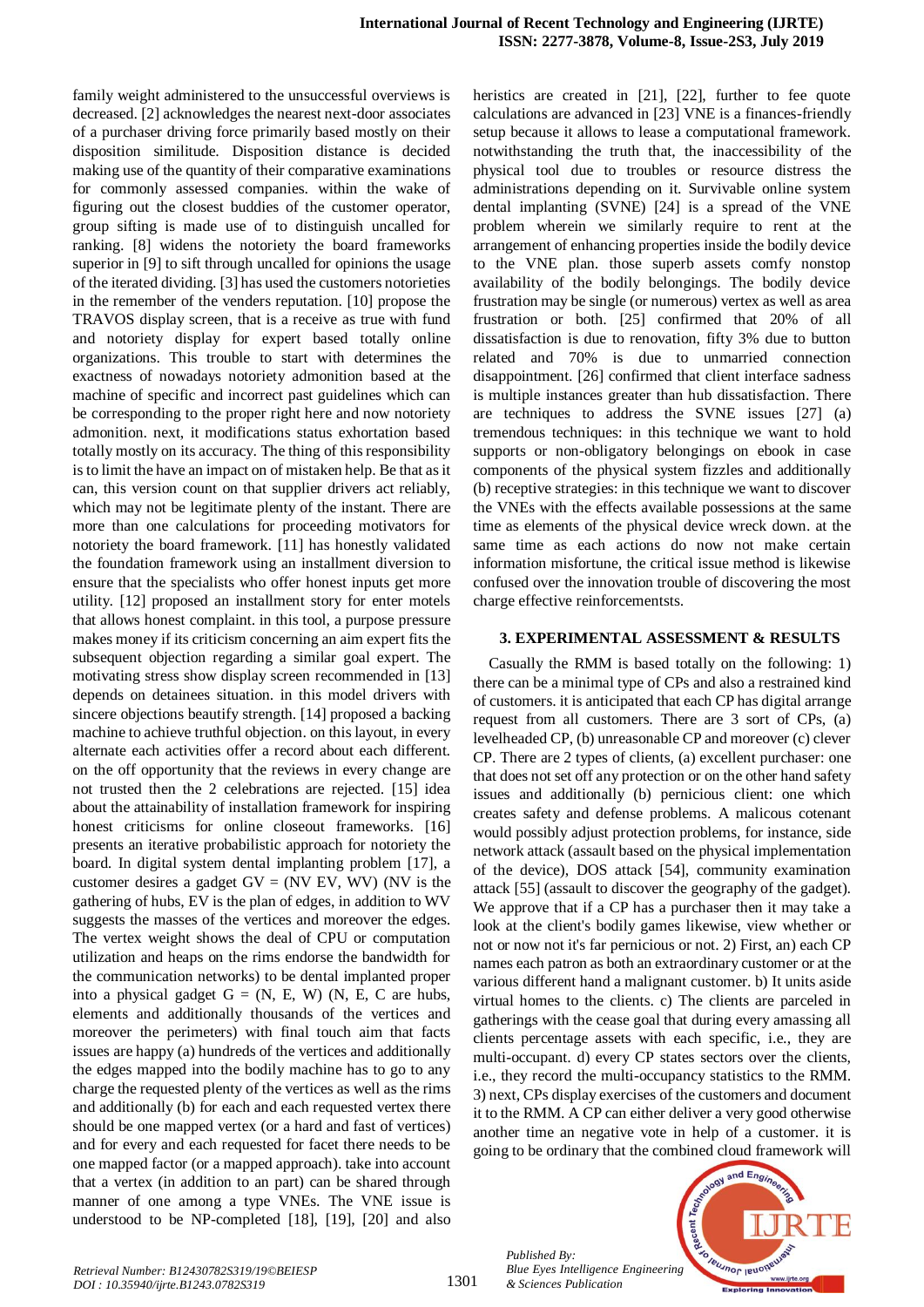family weight administered to the unsuccessful overviews is decreased. [2] acknowledges the nearest next-door associates of a purchaser driving force primarily based mostly on their disposition similitude. Disposition distance is decided making use of the quantity of their comparative examinations for commonly assessed companies. within the wake of figuring out the closest buddies of the customer operator, group sifting is made use of to distinguish uncalled for ranking. [8] widens the notoriety the board frameworks superior in [9] to sift through uncalled for opinions the usage of the iterated dividing. [3] has used the customers notorieties in the remember of the venders reputation. [10] propose the TRAVOS display screen, that is a receive as true with fund and notoriety display for expert based totally online organizations. This trouble to start with determines the exactness of nowadays notoriety admonition based at the machine of specific and incorrect past guidelines which can be corresponding to the proper right here and now notoriety admonition. next, it modifications status exhortation based totally mostly on its accuracy. The thing of this responsibility is to limit the have an impact on of mistaken help. Be that as it can, this version count on that supplier drivers act reliably, which may not be legitimate plenty of the instant. There are more than one calculations for proceeding motivators for notoriety the board framework. [11] has honestly validated the foundation framework using an installment diversion to ensure that the specialists who offer honest inputs get more utility. [12] proposed an installment story for enter motels that allows honest complaint. in this tool, a purpose pressure makes money if its criticism concerning an aim expert fits the subsequent objection regarding a similar goal expert. The motivating stress show display screen recommended in [13] depends on detainees situation. in this model drivers with sincere objections beautify strength. [14] proposed a backing machine to achieve truthful objection. on this layout, in every alternate each activities offer a record about each different. on the off opportunity that the reviews in every change are not trusted then the 2 celebrations are rejected. [15] idea about the attainability of installation framework for inspiring honest criticisms for online closeout frameworks. [16] presents an iterative probabilistic approach for notoriety the board. In digital system dental implanting problem [17], a customer desires a gadget GV = (NV EV, WV) (NV is the gathering of hubs, EV is the plan of edges, in addition to WV suggests the masses of the vertices and moreover the edges. The vertex weight shows the deal of CPU or computation utilization and heaps on the rims endorse the bandwidth for the communication networks) to be dental implanted proper into a physical gadget G = (N, E, W) (N, E, C are hubs, elements and additionally thousands of the vertices and moreover the perimeters) with final touch aim that facts issues are happy (a) hundreds of the vertices and additionally the edges mapped into the bodily machine has to go to any charge the requested plenty of the vertices as well as the rims and additionally (b) for each and each requested vertex there should be one mapped vertex (or a hard and fast of vertices) and for every and each requested for facet there needs to be one mapped factor (or a mapped approach). take into account that a vertex (in addition to an part) can be shared through manner of one among a type VNEs. The VNE issue is understood to be NP-completed [18], [19], [20] and also heristics are created in [21], [22], further to fee quote calculations are advanced in [23] VNE is a finances-friendly setup because it allows to lease a computational framework. notwithstanding the truth that, the inaccessibility of the physical tool due to troubles or resource distress the administrations depending on it. Survivable online system dental implanting (SVNE) [24] is a spread of the VNE problem wherein we similarly require to rent at the arrangement of enhancing properties inside the bodily device to the VNE plan. those superb assets comfy nonstop availability of the bodily belongings. The bodily device frustration may be single (or numerous) vertex as well as area frustration or both. [25] confirmed that 20% of all dissatisfaction is due to renovation, fifty 3% due to button related and 70% is due to unmarried connection disappointment. [26] confirmed that client interface sadness is multiple instances greater than hub dissatisfaction. There are techniques to address the SVNE issues [27] (a) tremendous techniques: in this technique we want to hold supports or non-obligatory belongings on ebook in case components of the physical system fizzles and additionally (b) receptive strategies: in this technique we want to discover the VNEs with the effects available possessions at the same time as elements of the physical device wreck down. at the same time as each actions do now not make certain information misfortune, the critical issue method is likewise confused over the innovation trouble of discovering the most charge effective reinforcementsts.

## 3. EXPERIMENTAL ASSESSMENT & RESULTS

Casually the RMM is based totally on the following: 1) there can be a minimal type of CPs and also a restrained kind of customers. it is anticipated that each CP has digital arrange request from all customers. There are 3 sort of CPs, (a) levelheaded CP, (b) unreasonable CP and moreover (c) clever CP. There are 2 types of clients, (a) excellent purchaser: one that does not set off any protection or on the other hand safety issues and additionally (b) pernicious client: one which creates safety and defense problems. A malicous cotenant would possibly adjust protection problems, for instance, side network attack (assault based on the physical implementation of the device), DOS attack [54], community examination attack [55] (assault to discover the geography of the gadget). We approve that if a CP has a purchaser then it may take a look at the client's bodily games likewise, view whether or not or now not it's far pernicious or not. 2) First, an) each CP names each patron as both an extraordinary customer or at the various different hand a malignant customer. b) It units aside virtual homes to the clients. c) The clients are parceled in gatherings with the cease goal that during every amassing all clients percentage assets with each specific, i.e., they are multi-occupant. d) every CP states sectors over the clients, i.e., they record the multi-occupancy statistics to the RMM. 3) next, CPs display exercises of the customers and document it to the RMM. A CP can either deliver a very good otherwise another time an negative vote in help of a customer. it is going to be ordinary that the combined cloud framework will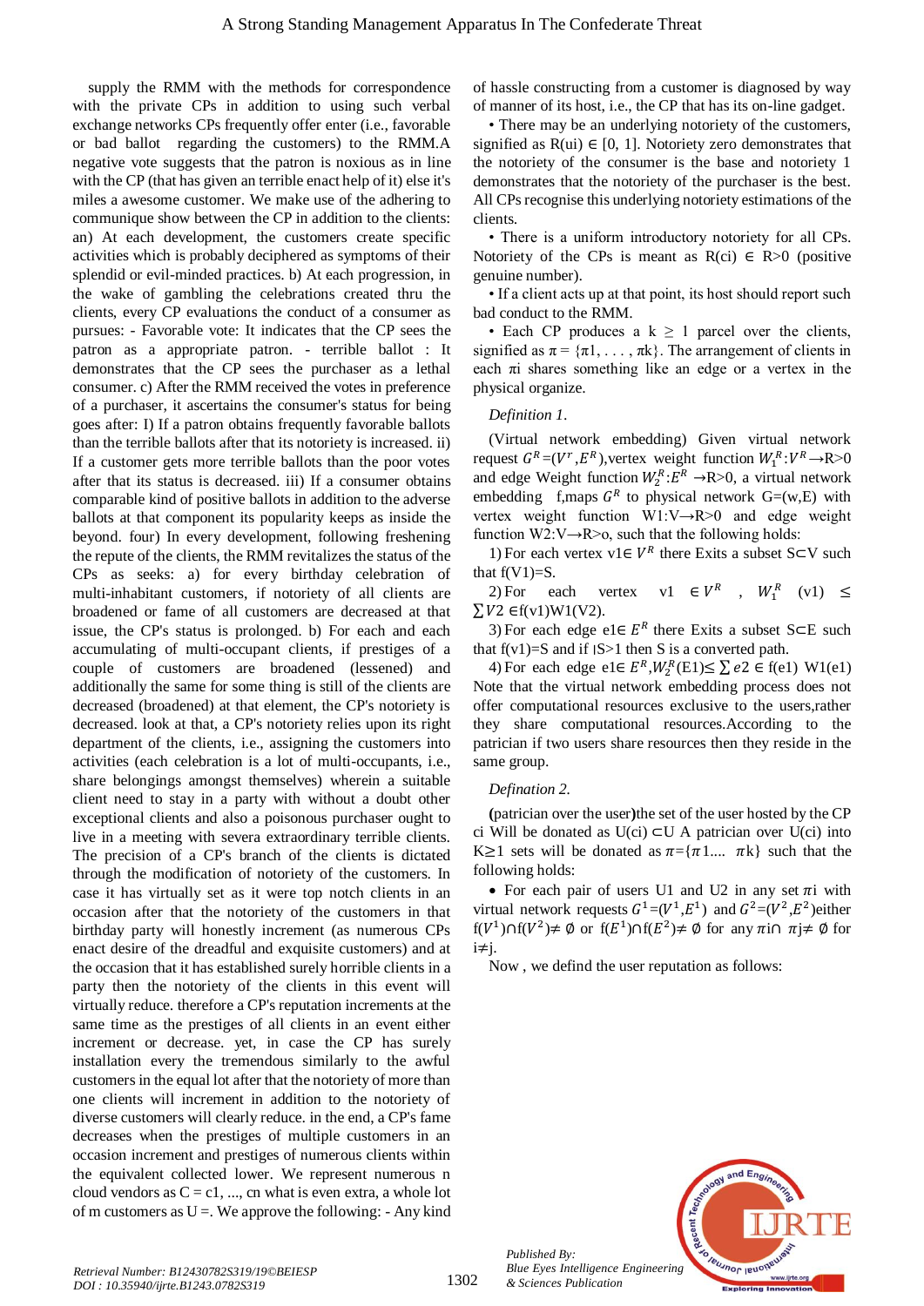supply the RMM with the methods for correspondence with the private CPs in addition to using such verbal exchange networks CPs frequently offer enter (i.e., favorable or bad ballot regarding the customers) to the RMM.A negative vote suggests that the patron is noxious as in line with the CP (that has given an terrible enact help of it) else it's miles a awesome customer. We make use of the adhering to communique show between the CP in addition to the clients: an) At each development, the customers create specific activities which is probably deciphered as symptoms of their splendid or evil-minded practices. b) At each progression, in the wake of gambling the celebrations created thru the clients, every CP evaluations the conduct of a consumer as pursues: - Favorable vote: It indicates that the CP sees the patron as a appropriate patron. - terrible ballot : It demonstrates that the CP sees the purchaser as a lethal consumer. c) After the RMM received the votes in preference of a purchaser, it ascertains the consumer's status for being goes after: I) If a patron obtains frequently favorable ballots than the terrible ballots after that its notoriety is increased. ii) If a customer gets more terrible ballots than the poor votes after that its status is decreased. iii) If a consumer obtains comparable kind of positive ballots in addition to the adverse ballots at that component its popularity keeps as inside the beyond. four) In every development, following freshening the repute of the clients, the RMM revitalizes the status of the CPs as seeks: a) for every birthday celebration of multi-inhabitant customers, if notoriety of all clients are broadened or fame of all customers are decreased at that issue, the CP's status is prolonged. b) For each and each accumulating of multi-occupant clients, if prestiges of a couple of customers are broadened (lessened) and additionally the same for some thing is still of the clients are decreased (broadened) at that element, the CP's notoriety is decreased. look at that, a CP's notoriety relies upon its right department of the clients, i.e., assigning the customers into activities (each celebration is a lot of multi-occupants, i.e., share belongings amongst themselves) wherein a suitable client need to stay in a party with without a doubt other exceptional clients and also a poisonous purchaser ought to live in a meeting with severa extraordinary terrible clients. The precision of a CP's branch of the clients is dictated through the modification of notoriety of the customers. In case it has virtually set as it were top notch clients in an occasion after that the notoriety of the customers in that birthday party will honestly increment (as numerous CPs enact desire of the dreadful and exquisite customers) and at the occasion that it has established surely horrible clients in a party then the notoriety of the clients in this event will virtually reduce. therefore a CP's reputation increments at the same time as the prestiges of all clients in an event either increment or decrease. yet, in case the CP has surely installation every the tremendous similarly to the awful customers in the equal lot after that the notoriety of more than one clients will increment in addition to the notoriety of diverse customers will clearly reduce. in the end, a CP's fame decreases when the prestiges of multiple customers in an occasion increment and prestiges of numerous clients within the equivalent collected lower. We represent numerous n cloud vendors as C = c1, ..., cn what is even extra, a whole lot of m customers as U =. We approve the following: - Any kind of hassle constructing from a customer is diagnosed by way of manner of its host, i.e., the CP that has its on-line gadget.

- There may be an underlying notoriety of the customers, signified as $R(ui) \in [0, 1]$. Notoriety zero demonstrates that the notoriety of the consumer is the base and notoriety 1 demonstrates that the notoriety of the purchaser is the best. All CPs recognise this underlying notoriety estimations of the clients.
- There is a uniform introductory notoriety for all CPs. Notoriety of the CPs is meant as $R(ci) \in R>0$ (positive genuine number).
- If a client acts up at that point, its host should report such bad conduct to the RMM.
- Each CP produces a $k \geq 1$ parcel over the clients, signified as $\pi = \{\pi 1, \ldots, \pi k\}$. The arrangement of clients in each $\pi$i shares something like an edge or a vertex in the physical organize.

*Definition 1.*

(Virtual network embedding) Given virtual network request $G^R=(V^r,E^R)$,vertex weight function $W_1^R:V^R \rightarrow R>0$ and edge Weight function $W_2^R:E^R \rightarrow R>0$, a virtual network embedding f,maps $G^R$ to physical network G=(w,E) with vertex weight function $W1:V \rightarrow R>0$ and edge weight function $W2:V \rightarrow R>o$, such that the following holds:

1) For each vertex $v1 \in V^R$ there Exits a subset $S \subset V$ such that f(V1)=S.

2) For each vertex $v1 \in V^R$, $W_1^R$ (v1) $\leq \sum V2 \in$ f(v1)W1(V2).

3) For each edge $e1 \in E^R$ there Exits a subset $S \subset E$ such that f(v1)=S and if |S>1 then S is a converted path.

4) For each edge $e1 \in E^R, W_2^R(E1) \leq \sum e2 \in f(e1)$ W1(e1)

Note that the virtual network embedding process does not offer computational resources exclusive to the users,rather they share computational resources.According to the patrician if two users share resources then they reside in the same group.

*Defination 2.*

**(**patrician over the user**)**the set of the user hosted by the CP ci Will be donated as $U(ci) \subset U$ A patrician over U(ci) into $K \geq 1$ sets will be donated as $\pi = \{\pi 1 .... \pi k\}$ such that the following holds:

- For each pair of users U1 and U2 in any set $\pi$i with virtual network requests $G^1=(V^1,E^1)$ and $G^2=(V^2,E^2)$either $f(V^1) \cap f(V^2) \neq \emptyset$ or $f(E^1) \cap f(E^2) \neq \emptyset$ for any $\pi i \cap \pi j \neq \emptyset$ for $i \neq j$.

Now , we defind the user reputation as follows: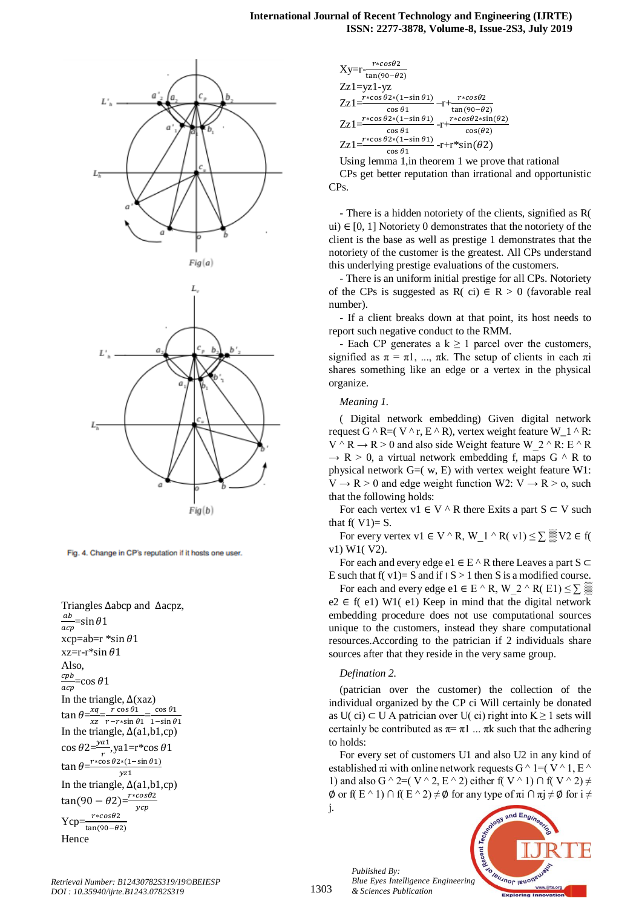Fig. 4. Change in CP's reputation if it hosts one user.

Triangles Δabcp and Δacpz,

$\frac{ab}{acp}$=sin $\theta$1

xcp=ab=r *sin $\theta$1

xz=r-r*sin $\theta$1

Also,

$\frac{cpb}{acp}$=cos $\theta$1

In the triangle, Δ(xaz)

tan $\theta$=$\frac{xq}{xz}$=$\frac{r\cos\theta 1}{r - r*\sin\theta 1}$=$\frac{\cos\theta 1}{1-\sin\theta 1}$

In the triangle, Δ(a1,b1,cp)

cos $\theta$2=$\frac{ya1}{r}$,ya1=r*cos $\theta$1

tan $\theta$=$\frac{r*\cos\theta 2*(1-\sin\theta 1)}{yz1}$

In the triangle, Δ(a1,b1,cp)

tan(90 − $\theta$2)=$\frac{r*\cos\theta 2}{ycp}$

Ycp=$\frac{r*\cos\theta 2}{\tan(90-\theta 2)}$

Hence

Xy=r-$\frac{r*\cos\theta 2}{\tan(90-\theta 2)}$

Zz1=yz1-yz

Zz1=$\frac{r*\cos\theta 2*(1-\sin\theta 1)}{\cos\theta 1}$ -r+$\frac{r*\cos\theta 2}{\tan(90-\theta 2)}$

Zz1=$\frac{r*\cos\theta 2*(1-\sin\theta 1)}{\cos\theta 1}$ -r+$\frac{r*\cos\theta 2*\sin(\theta 2)}{\cos(\theta 2)}$

Zz1=$\frac{r*\cos\theta 2*(1-\sin\theta 1)}{\cos\theta 1}$ -r+r*sin($\theta$2)

Using lemma 1,in theorem 1 we prove that rational CPs get better reputation than irrational and opportunistic CPs.

- There is a hidden notoriety of the clients, signified as R( ui) ∈ [0, 1] Notoriety 0 demonstrates that the notoriety of the client is the base as well as prestige 1 demonstrates that the notoriety of the customer is the greatest. All CPs understand this underlying prestige evaluations of the customers.

- There is an uniform initial prestige for all CPs. Notoriety of the CPs is suggested as R( ci) ∈ R > 0 (favorable real number).

- If a client breaks down at that point, its host needs to report such negative conduct to the RMM.

- Each CP generates a k ≥ 1 parcel over the customers, signified as π = π1, ..., πk. The setup of clients in each πi shares something like an edge or a vertex in the physical organize.

*Meaning 1.*

( Digital network embedding) Given digital network request G ^ R=( V ^ r, E ^ R), vertex weight feature W_1 ^ R: V ^ R → R > 0 and also side Weight feature W_2 ^ R: E ^ R → R > 0, a virtual network embedding f, maps G ^ R to physical network G=( w, E) with vertex weight feature W1: V → R > 0 and edge weight function W2: V → R > o, such that the following holds:

For each vertex v1 ∈ V ^ R there Exits a part S ⊂ V such that f( V1)= S.

For every vertex v1 ∈ V ^ R, W_1 ^ R( v1) ≤ ∑ V2 ∈ f( v1) W1( V2).

For each and every edge e1 ∈ E ^ R there Leaves a part S ⊂ E such that f( v1)= S and if | S > 1 then S is a modified course.

For each and every edge e1 ∈ E ^ R, W_2 ^ R( E1) ≤ ∑ e2 ∈ f( e1) W1( e1) Keep in mind that the digital network embedding procedure does not use computational sources unique to the customers, instead they share computational resources.According to the patrician if 2 individuals share sources after that they reside in the very same group.

*Defination 2.*

(patrician over the customer) the collection of the individual organized by the CP ci Will certainly be donated as U( ci) ⊂ U A patrician over U( ci) right into K ≥ 1 sets will certainly be contributed as π= π1 ... πk such that the adhering to holds:

For every set of customers U1 and also U2 in any kind of established πi with online network requests G ^ 1=( V ^ 1, E ^ 1) and also G ^ 2=( V ^ 2, E ^ 2) either f( V ^ 1) ∩ f( V ^ 2) ≠ ∅ or f( E ^ 1) ∩ f( E ^ 2) ≠ ∅ for any type of πi ∩ πj ≠ ∅ for i ≠ j.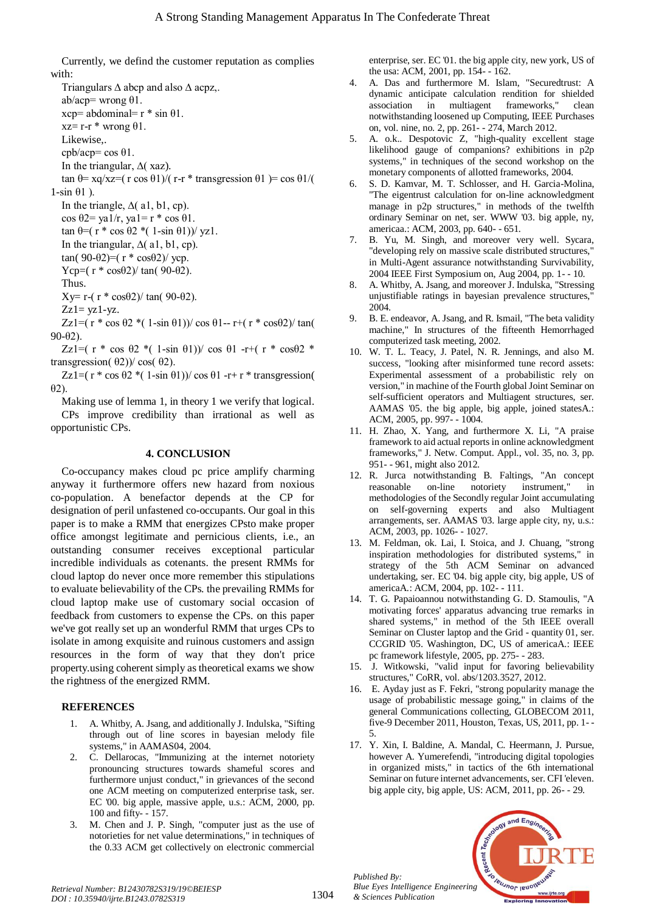Currently, we defind the customer reputation as complies with:

Triangulars Δ abcp and also Δ acpz,.

ab/acp= wrong θ1.

xcp= abdominal= r * sin θ1.

xz= r-r * wrong θ1.

Likewise,.

cpb/acp= cos θ1.

In the triangular, Δ( xaz).

tan θ= xq/xz=( r cos θ1)/( r-r * transgression θ1 )= cos θ1/( 1-sin θ1 ).

In the triangle, Δ( a1, b1, cp).

cos θ2= ya1/r, ya1= r * cos θ1.

tan θ=( r * cos θ2 *( 1-sin θ1))/ yz1.

In the triangular, Δ( a1, b1, cp).

tan( 90-θ2)=( r * cosθ2)/ ycp.

Ycp=( r * cosθ2)/ tan( 90-θ2).

Thus.

Xy= r-( r * cosθ2)/ tan( 90-θ2).

Zz1= yz1-yz.

Zz1=( r * cos θ2 *( 1-sin θ1))/ cos θ1-- r+( r * cosθ2)/ tan( 90-θ2).

Zz1=( r * cos θ2 *( 1-sin θ1))/ cos θ1 -r+( r * cosθ2 * transgression( θ2))/ cos( θ2).

Zz1=( r * cos θ2 *( 1-sin θ1))/ cos θ1 -r+ r * transgression( θ2).

Making use of lemma 1, in theory 1 we verify that logical. CPs improve credibility than irrational as well as opportunistic CPs.

## 4. CONCLUSION

Co-occupancy makes cloud pc price amplify charming anyway it furthermore offers new hazard from noxious co-population. A benefactor depends at the CP for designation of peril unfastened co-occupants. Our goal in this paper is to make a RMM that energizes CPsto make proper office amongst legitimate and pernicious clients, i.e., an outstanding consumer receives exceptional particular incredible individuals as cotenants. the present RMMs for cloud laptop do never once more remember this stipulations to evaluate believability of the CPs. the prevailing RMMs for cloud laptop make use of customary social occasion of feedback from customers to expense the CPs. on this paper we've got really set up an wonderful RMM that urges CPs to isolate in among exquisite and ruinous customers and assign resources in the form of way that they don't price property.using coherent simply as theoretical exams we show the rightness of the energized RMM.

## REFERENCES

1. A. Whitby, A. Jsang, and additionally J. Indulska, "Sifting through out of line scores in bayesian melody file systems," in AAMAS04, 2004.
2. C. Dellarocas, "Immunizing at the internet notoriety pronouncing structures towards shameful scores and furthermore unjust conduct," in grievances of the second one ACM meeting on computerized enterprise task, ser. EC '00. big apple, massive apple, u.s.: ACM, 2000, pp. 100 and fifty- - 157.
3. M. Chen and J. P. Singh, "computer just as the use of notorieties for net value determinations," in techniques of the 0.33 ACM get collectively on electronic commercial enterprise, ser. EC '01. the big apple city, new york, US of the usa: ACM, 2001, pp. 154- - 162.
4. A. Das and furthermore M. Islam, "Securedtrust: A dynamic anticipate calculation rendition for shielded association in multiagent frameworks," clean notwithstanding loosened up Computing, IEEE Purchases on, vol. nine, no. 2, pp. 261- - 274, March 2012.
5. A. o.k.. Despotovic Z, "high-quality excellent stage likelihood gauge of companions? exhibitions in p2p systems," in techniques of the second workshop on the monetary components of allotted frameworks, 2004.
6. S. D. Kamvar, M. T. Schlosser, and H. Garcia-Molina, "The eigentrust calculation for on-line acknowledgment manage in p2p structures," in methods of the twelfth ordinary Seminar on net, ser. WWW '03. big apple, ny, americaa.: ACM, 2003, pp. 640- - 651.
7. B. Yu, M. Singh, and moreover very well. Sycara, "developing rely on massive scale distributed structures," in Multi-Agent assurance notwithstanding Survivability, 2004 IEEE First Symposium on, Aug 2004, pp. 1- - 10.
8. A. Whitby, A. Jsang, and moreover J. Indulska, "Stressing unjustifiable ratings in bayesian prevalence structures," 2004.
9. B. E. endeavor, A. Jsang, and R. Ismail, "The beta validity machine," In structures of the fifteenth Hemorrhaged computerized task meeting, 2002.
10. W. T. L. Teacy, J. Patel, N. R. Jennings, and also M. success, "looking after misinformed tune record assets: Experimental assessment of a probabilistic rely on version," in machine of the Fourth global Joint Seminar on self-sufficient operators and Multiagent structures, ser. AAMAS '05. the big apple, big apple, joined statesA.: ACM, 2005, pp. 997- - 1004.
11. H. Zhao, X. Yang, and furthermore X. Li, "A praise framework to aid actual reports in online acknowledgment frameworks," J. Netw. Comput. Appl., vol. 35, no. 3, pp. 951- - 961, might also 2012.
12. R. Jurca notwithstanding B. Faltings, "An concept reasonable on-line notoriety instrument," in methodologies of the Secondly regular Joint accumulating on self-governing experts and also Multiagent arrangements, ser. AAMAS '03. large apple city, ny, u.s.: ACM, 2003, pp. 1026- - 1027.
13. M. Feldman, ok. Lai, I. Stoica, and J. Chuang, "strong inspiration methodologies for distributed systems," in strategy of the 5th ACM Seminar on advanced undertaking, ser. EC '04. big apple city, big apple, US of americaA.: ACM, 2004, pp. 102- - 111.
14. T. G. Papaioannou notwithstanding G. D. Stamoulis, "A motivating forces' apparatus advancing true remarks in shared systems," in method of the 5th IEEE overall Seminar on Cluster laptop and the Grid - quantity 01, ser. CCGRID '05. Washington, DC, US of americaA.: IEEE pc framework lifestyle, 2005, pp. 275- - 283.
15. J. Witkowski, "valid input for favoring believability structures," CoRR, vol. abs/1203.3527, 2012.
16. E. Ayday just as F. Fekri, "strong popularity manage the usage of probabilistic message going," in claims of the general Communications collecting, GLOBECOM 2011, five-9 December 2011, Houston, Texas, US, 2011, pp. 1- - 5.
17. Y. Xin, I. Baldine, A. Mandal, C. Heermann, J. Pursue, however A. Yumerefendi, "introducing digital topologies in organized mists," in tactics of the 6th international Seminar on future internet advancements, ser. CFI 'eleven. big apple city, big apple, US: ACM, 2011, pp. 26- - 29.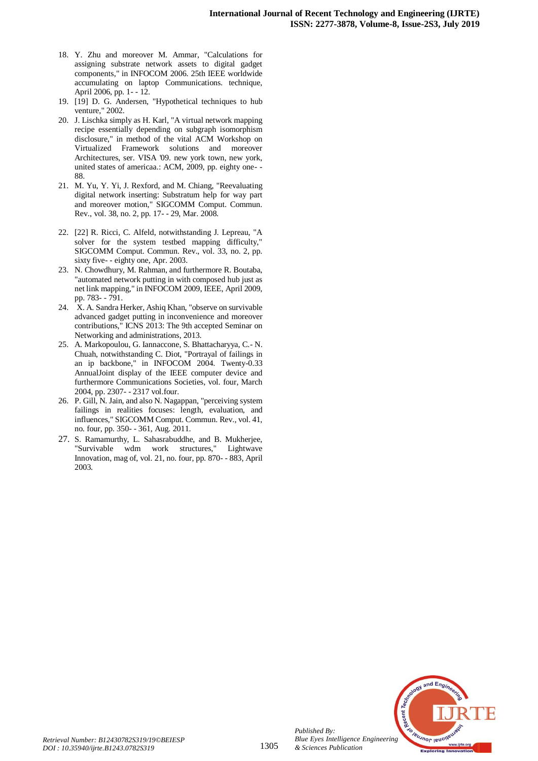18. Y. Zhu and moreover M. Ammar, "Calculations for assigning substrate network assets to digital gadget components," in INFOCOM 2006. 25th IEEE worldwide accumulating on laptop Communications. technique, April 2006, pp. 1- - 12.
19. [19] D. G. Andersen, "Hypothetical techniques to hub venture," 2002.
20. J. Lischka simply as H. Karl, "A virtual network mapping recipe essentially depending on subgraph isomorphism disclosure," in method of the vital ACM Workshop on Virtualized Framework solutions and moreover Architectures, ser. VISA '09. new york town, new york, united states of americaa.: ACM, 2009, pp. eighty one- - 88.
21. M. Yu, Y. Yi, J. Rexford, and M. Chiang, "Reevaluating digital network inserting: Substratum help for way part and moreover motion," SIGCOMM Comput. Commun. Rev., vol. 38, no. 2, pp. 17- - 29, Mar. 2008.
22. [22] R. Ricci, C. Alfeld, notwithstanding J. Lepreau, "A solver for the system testbed mapping difficulty," SIGCOMM Comput. Commun. Rev., vol. 33, no. 2, pp. sixty five- - eighty one, Apr. 2003.
23. N. Chowdhury, M. Rahman, and furthermore R. Boutaba, "automated network putting in with composed hub just as net link mapping," in INFOCOM 2009, IEEE, April 2009, pp. 783- - 791.
24. X. A. Sandra Herker, Ashiq Khan, "observe on survivable advanced gadget putting in inconvenience and moreover contributions," ICNS 2013: The 9th accepted Seminar on Networking and administrations, 2013.
25. A. Markopoulou, G. Iannaccone, S. Bhattacharyya, C.- N. Chuah, notwithstanding C. Diot, "Portrayal of failings in an ip backbone," in INFOCOM 2004. Twenty-0.33 AnnualJoint display of the IEEE computer device and furthermore Communications Societies, vol. four, March 2004, pp. 2307- - 2317 vol.four.
26. P. Gill, N. Jain, and also N. Nagappan, "perceiving system failings in realities focuses: length, evaluation, and influences," SIGCOMM Comput. Commun. Rev., vol. 41, no. four, pp. 350- - 361, Aug. 2011.
27. S. Ramamurthy, L. Sahasrabuddhe, and B. Mukherjee, "Survivable wdm work structures," Lightwave Innovation, mag of, vol. 21, no. four, pp. 870- - 883, April 2003.